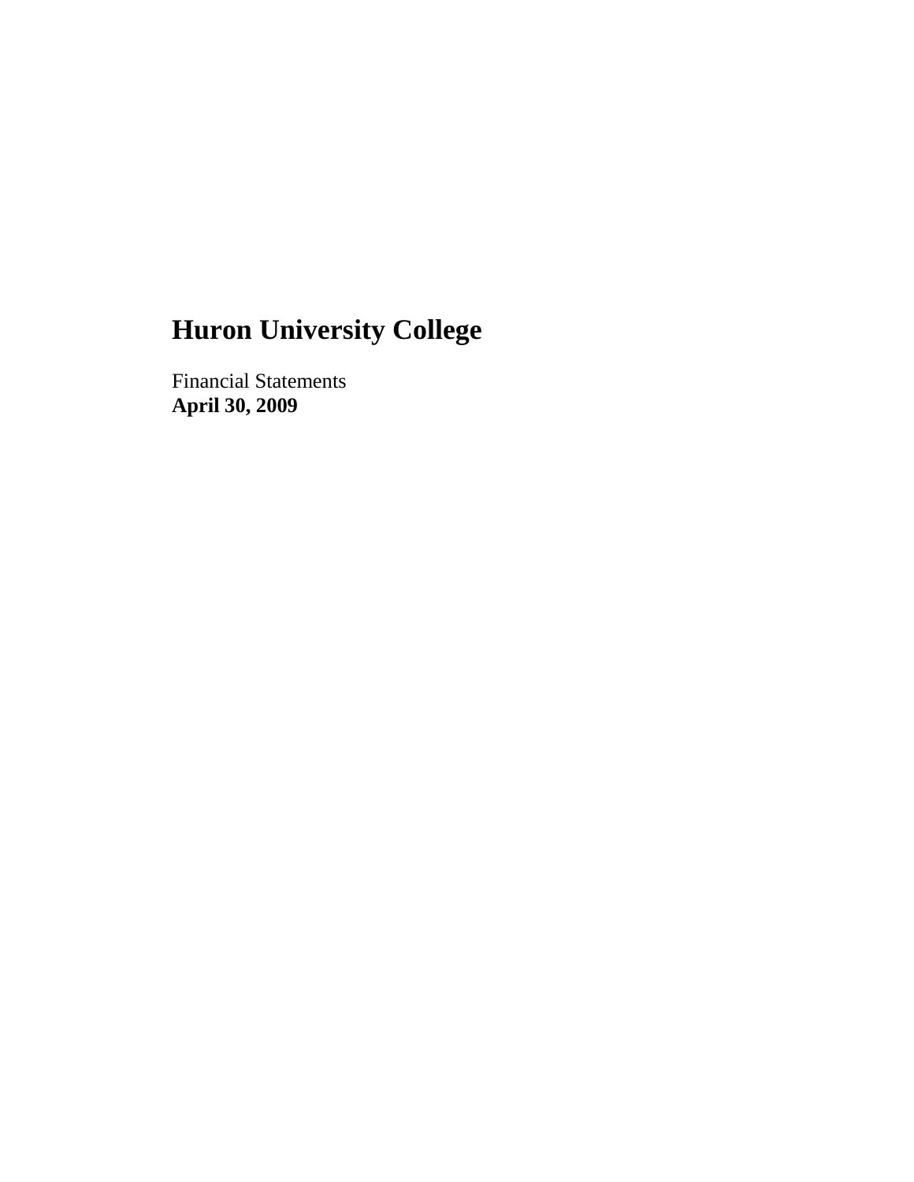# Huron University College

Financial Statements
**April 30, 2009**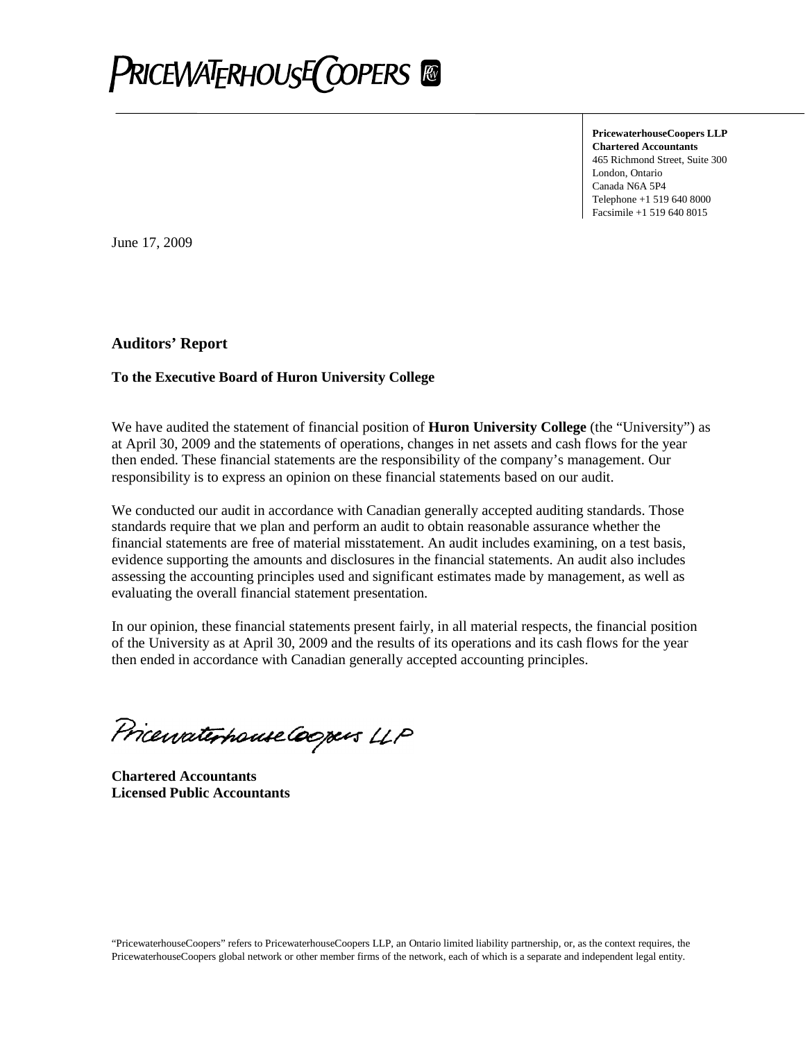**PRICEWATERHOUSECOOPERS**

**PricewaterhouseCoopers LLP**
**Chartered Accountants**
465 Richmond Street, Suite 300
London, Ontario
Canada N6A 5P4
Telephone +1 519 640 8000
Facsimile +1 519 640 8015

June 17, 2009

## Auditors' Report

**To the Executive Board of Huron University College**

We have audited the statement of financial position of **Huron University College** (the "University") as at April 30, 2009 and the statements of operations, changes in net assets and cash flows for the year then ended. These financial statements are the responsibility of the company's management. Our responsibility is to express an opinion on these financial statements based on our audit.

We conducted our audit in accordance with Canadian generally accepted auditing standards. Those standards require that we plan and perform an audit to obtain reasonable assurance whether the financial statements are free of material misstatement. An audit includes examining, on a test basis, evidence supporting the amounts and disclosures in the financial statements. An audit also includes assessing the accounting principles used and significant estimates made by management, as well as evaluating the overall financial statement presentation.

In our opinion, these financial statements present fairly, in all material respects, the financial position of the University as at April 30, 2009 and the results of its operations and its cash flows for the year then ended in accordance with Canadian generally accepted accounting principles.

PricewaterhouseCoopers LLP

**Chartered Accountants**
**Licensed Public Accountants**

"PricewaterhouseCoopers" refers to PricewaterhouseCoopers LLP, an Ontario limited liability partnership, or, as the context requires, the PricewaterhouseCoopers global network or other member firms of the network, each of which is a separate and independent legal entity.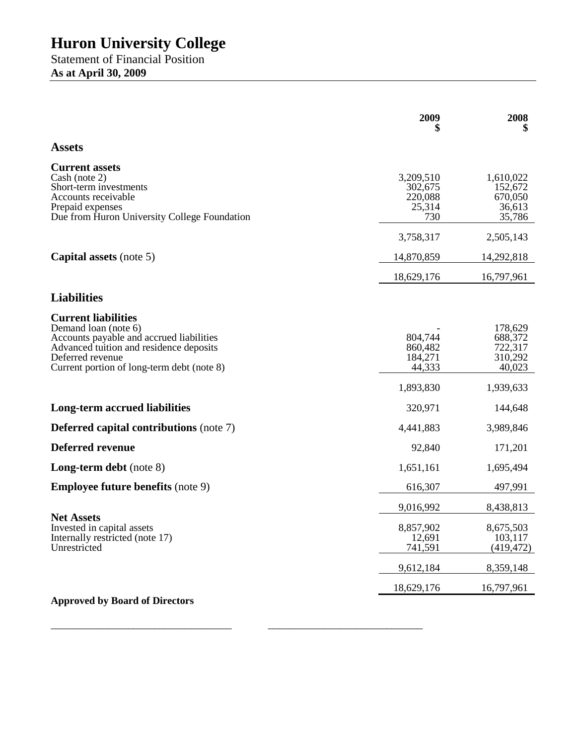# Huron University College

Statement of Financial Position

**As at April 30, 2009**

| | 2009<br>$ | 2008<br>$ |
|---|---|---|
| **Assets** | | |
| **Current assets** | | |
| Cash (note 2) | 3,209,510 | 1,610,022 |
| Short-term investments | 302,675 | 152,672 |
| Accounts receivable | 220,088 | 670,050 |
| Prepaid expenses | 25,314 | 36,613 |
| Due from Huron University College Foundation | 730 | 35,786 |
| | 3,758,317 | 2,505,143 |
| **Capital assets** (note 5) | 14,870,859 | 14,292,818 |
| | 18,629,176 | 16,797,961 |
| **Liabilities** | | |
| **Current liabilities** | | |
| Demand loan (note 6) | - | 178,629 |
| Accounts payable and accrued liabilities | 804,744 | 688,372 |
| Advanced tuition and residence deposits | 860,482 | 722,317 |
| Deferred revenue | 184,271 | 310,292 |
| Current portion of long-term debt (note 8) | 44,333 | 40,023 |
| | 1,893,830 | 1,939,633 |
| **Long-term accrued liabilities** | 320,971 | 144,648 |
| **Deferred capital contributions** (note 7) | 4,441,883 | 3,989,846 |
| **Deferred revenue** | 92,840 | 171,201 |
| **Long-term debt** (note 8) | 1,651,161 | 1,695,494 |
| **Employee future benefits** (note 9) | 616,307 | 497,991 |
| | 9,016,992 | 8,438,813 |
| **Net Assets** | | |
| Invested in capital assets | 8,857,902 | 8,675,503 |
| Internally restricted (note 17) | 12,691 | 103,117 |
| Unrestricted | 741,591 | (419,472) |
| | 9,612,184 | 8,359,148 |
| | 18,629,176 | 16,797,961 |

**Approved by Board of Directors**

\_\_\_\_\_\_\_\_\_\_\_\_\_\_\_\_\_\_\_\_\_\_\_\_\_\_\_\_\_\_\_\_\_\_ \_\_\_\_\_\_\_\_\_\_\_\_\_\_\_\_\_\_\_\_\_\_\_\_\_\_\_\_\_\_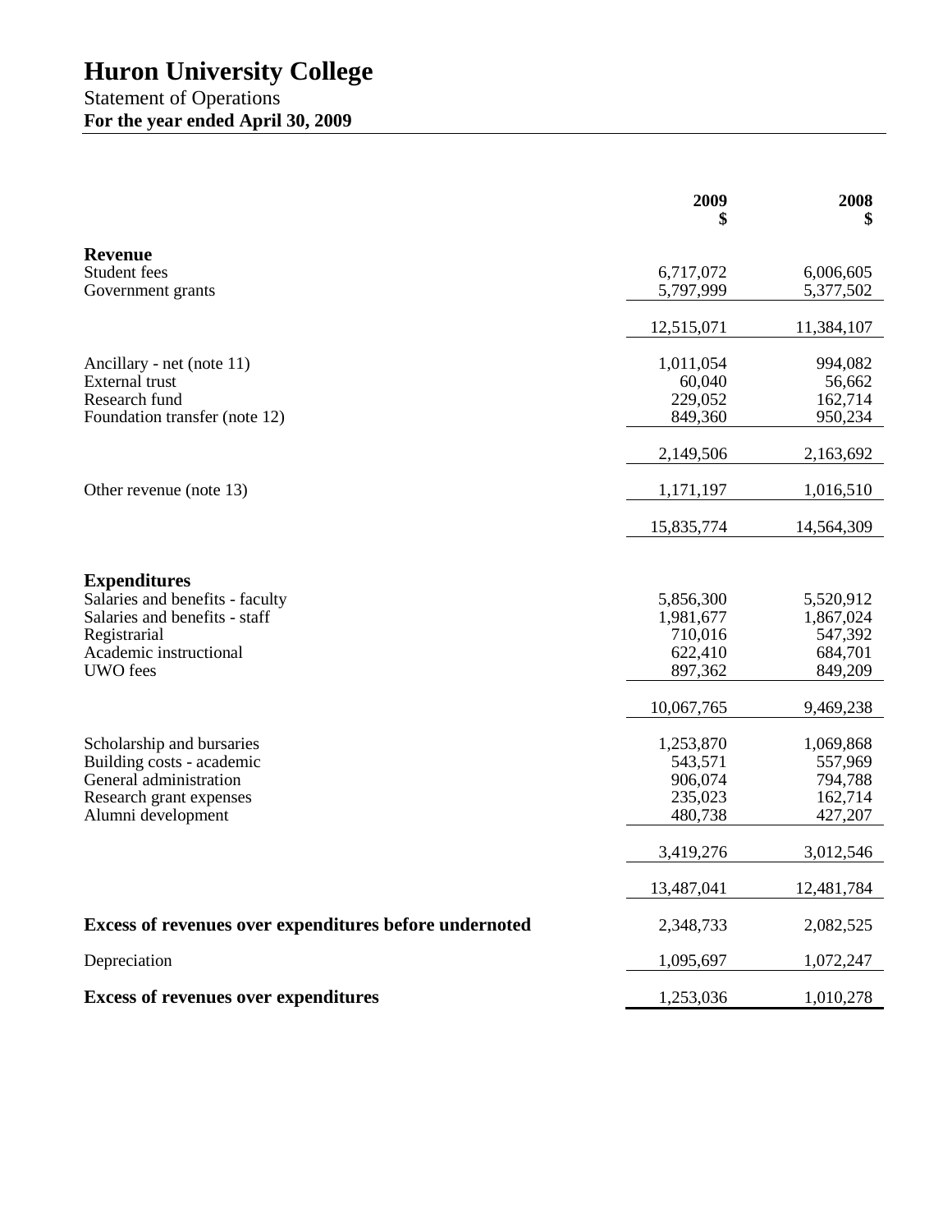# Huron University College

Statement of Operations

**For the year ended April 30, 2009**

| | 2009<br>$ | 2008<br>$ |
|---|---|---|
| **Revenue** | | |
| Student fees | 6,717,072 | 6,006,605 |
| Government grants | 5,797,999 | 5,377,502 |
| | 12,515,071 | 11,384,107 |
| Ancillary - net (note 11) | 1,011,054 | 994,082 |
| External trust | 60,040 | 56,662 |
| Research fund | 229,052 | 162,714 |
| Foundation transfer (note 12) | 849,360 | 950,234 |
| | 2,149,506 | 2,163,692 |
| Other revenue (note 13) | 1,171,197 | 1,016,510 |
| | 15,835,774 | 14,564,309 |
| **Expenditures** | | |
| Salaries and benefits - faculty | 5,856,300 | 5,520,912 |
| Salaries and benefits - staff | 1,981,677 | 1,867,024 |
| Registrarial | 710,016 | 547,392 |
| Academic instructional | 622,410 | 684,701 |
| UWO fees | 897,362 | 849,209 |
| | 10,067,765 | 9,469,238 |
| Scholarship and bursaries | 1,253,870 | 1,069,868 |
| Building costs - academic | 543,571 | 557,969 |
| General administration | 906,074 | 794,788 |
| Research grant expenses | 235,023 | 162,714 |
| Alumni development | 480,738 | 427,207 |
| | 3,419,276 | 3,012,546 |
| | 13,487,041 | 12,481,784 |
| **Excess of revenues over expenditures before undernoted** | 2,348,733 | 2,082,525 |
| Depreciation | 1,095,697 | 1,072,247 |
| **Excess of revenues over expenditures** | 1,253,036 | 1,010,278 |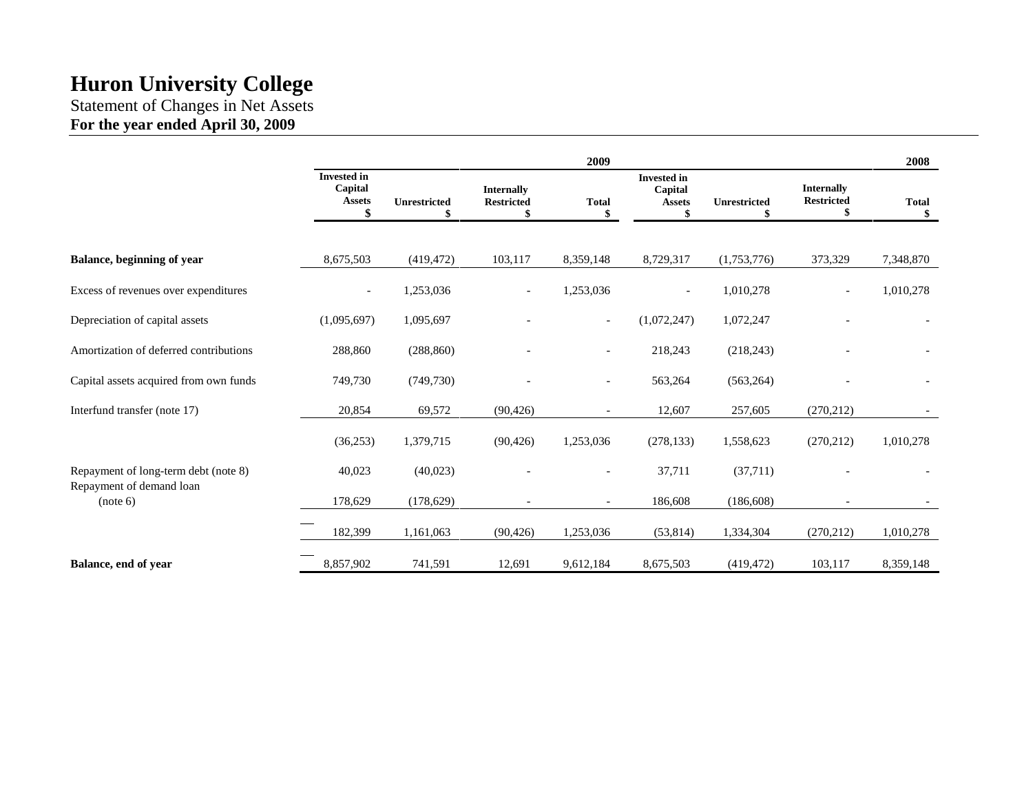# Huron University College

Statement of Changes in Net Assets

**For the year ended April 30, 2009**

| | 2009 | | | | 2008 | | | |
|---|---|---|---|---|---|---|---|---|
| | Invested in Capital Assets $ | Unrestricted $ | Internally Restricted $ | Total $ | Invested in Capital Assets $ | Unrestricted $ | Internally Restricted $ | Total $ |
| **Balance, beginning of year** | 8,675,503 | (419,472) | 103,117 | 8,359,148 | 8,729,317 | (1,753,776) | 373,329 | 7,348,870 |
| Excess of revenues over expenditures | - | 1,253,036 | - | 1,253,036 | - | 1,010,278 | - | 1,010,278 |
| Depreciation of capital assets | (1,095,697) | 1,095,697 | - | - | (1,072,247) | 1,072,247 | - | - |
| Amortization of deferred contributions | 288,860 | (288,860) | - | - | 218,243 | (218,243) | - | - |
| Capital assets acquired from own funds | 749,730 | (749,730) | - | - | 563,264 | (563,264) | - | - |
| Interfund transfer (note 17) | 20,854 | 69,572 | (90,426) | - | 12,607 | 257,605 | (270,212) | - |
| | (36,253) | 1,379,715 | (90,426) | 1,253,036 | (278,133) | 1,558,623 | (270,212) | 1,010,278 |
| Repayment of long-term debt (note 8) | 40,023 | (40,023) | - | - | 37,711 | (37,711) | - | - |
| Repayment of demand loan (note 6) | 178,629 | (178,629) | - | - | 186,608 | (186,608) | - | - |
| | 182,399 | 1,161,063 | (90,426) | 1,253,036 | (53,814) | 1,334,304 | (270,212) | 1,010,278 |
| **Balance, end of year** | 8,857,902 | 741,591 | 12,691 | 9,612,184 | 8,675,503 | (419,472) | 103,117 | 8,359,148 |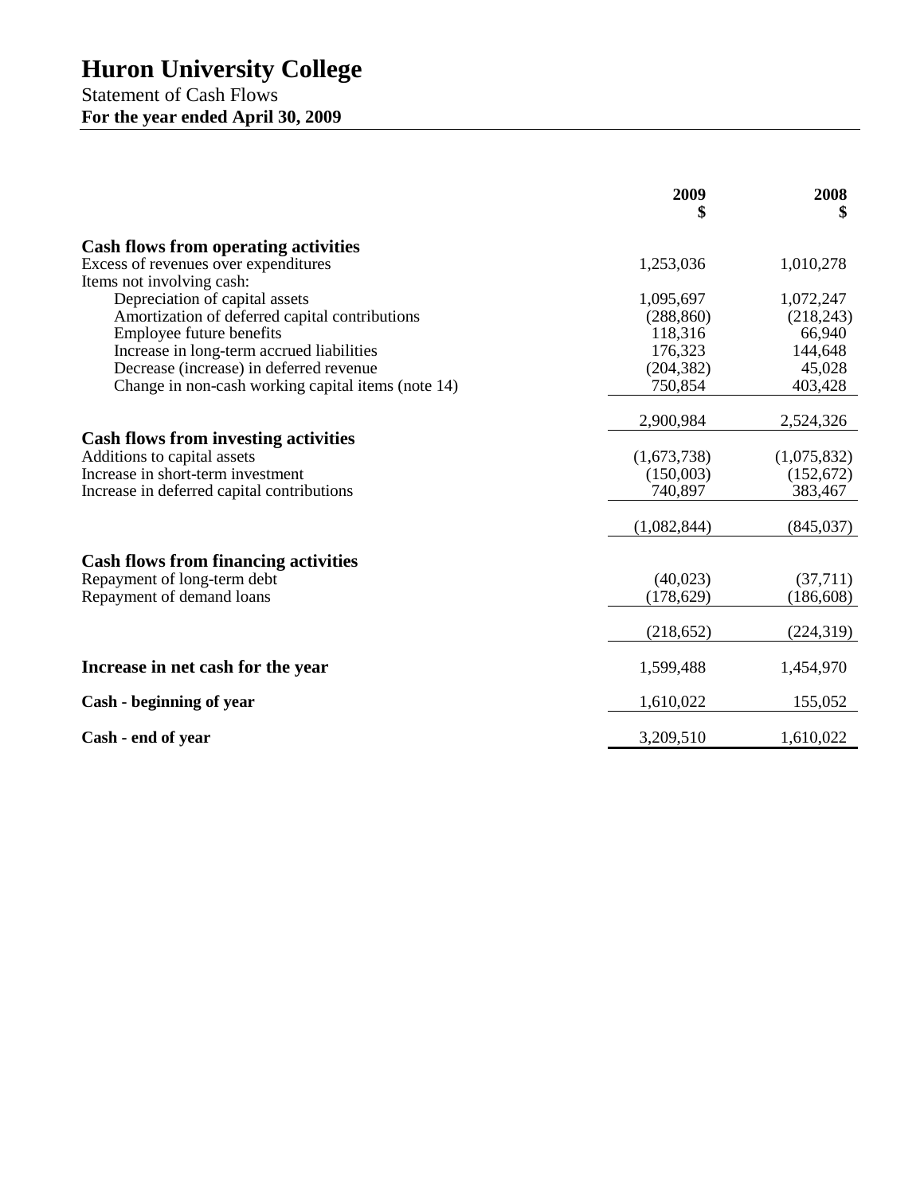# Huron University College

Statement of Cash Flows

**For the year ended April 30, 2009**

| | 2009<br>$ | 2008<br>$ |
|---|---|---|
| **Cash flows from operating activities** | | |
| Excess of revenues over expenditures | 1,253,036 | 1,010,278 |
| Items not involving cash: | | |
| Depreciation of capital assets | 1,095,697 | 1,072,247 |
| Amortization of deferred capital contributions | (288,860) | (218,243) |
| Employee future benefits | 118,316 | 66,940 |
| Increase in long-term accrued liabilities | 176,323 | 144,648 |
| Decrease (increase) in deferred revenue | (204,382) | 45,028 |
| Change in non-cash working capital items (note 14) | 750,854 | 403,428 |
| | 2,900,984 | 2,524,326 |
| **Cash flows from investing activities** | | |
| Additions to capital assets | (1,673,738) | (1,075,832) |
| Increase in short-term investment | (150,003) | (152,672) |
| Increase in deferred capital contributions | 740,897 | 383,467 |
| | (1,082,844) | (845,037) |
| **Cash flows from financing activities** | | |
| Repayment of long-term debt | (40,023) | (37,711) |
| Repayment of demand loans | (178,629) | (186,608) |
| | (218,652) | (224,319) |
| **Increase in net cash for the year** | 1,599,488 | 1,454,970 |
| **Cash - beginning of year** | 1,610,022 | 155,052 |
| **Cash - end of year** | 3,209,510 | 1,610,022 |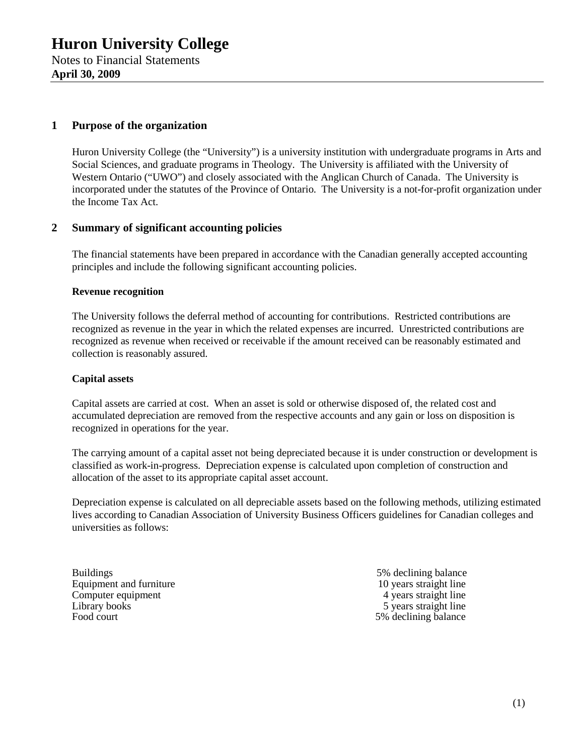# Huron University College

Notes to Financial Statements
**April 30, 2009**

## 1 Purpose of the organization

Huron University College (the "University") is a university institution with undergraduate programs in Arts and Social Sciences, and graduate programs in Theology. The University is affiliated with the University of Western Ontario ("UWO") and closely associated with the Anglican Church of Canada. The University is incorporated under the statutes of the Province of Ontario. The University is a not-for-profit organization under the Income Tax Act.

## 2 Summary of significant accounting policies

The financial statements have been prepared in accordance with the Canadian generally accepted accounting principles and include the following significant accounting policies.

### Revenue recognition

The University follows the deferral method of accounting for contributions. Restricted contributions are recognized as revenue in the year in which the related expenses are incurred. Unrestricted contributions are recognized as revenue when received or receivable if the amount received can be reasonably estimated and collection is reasonably assured.

### Capital assets

Capital assets are carried at cost. When an asset is sold or otherwise disposed of, the related cost and accumulated depreciation are removed from the respective accounts and any gain or loss on disposition is recognized in operations for the year.

The carrying amount of a capital asset not being depreciated because it is under construction or development is classified as work-in-progress. Depreciation expense is calculated upon completion of construction and allocation of the asset to its appropriate capital asset account.

Depreciation expense is calculated on all depreciable assets based on the following methods, utilizing estimated lives according to Canadian Association of University Business Officers guidelines for Canadian colleges and universities as follows:

| | |
|---|---|
| Buildings | 5% declining balance |
| Equipment and furniture | 10 years straight line |
| Computer equipment | 4 years straight line |
| Library books | 5 years straight line |
| Food court | 5% declining balance |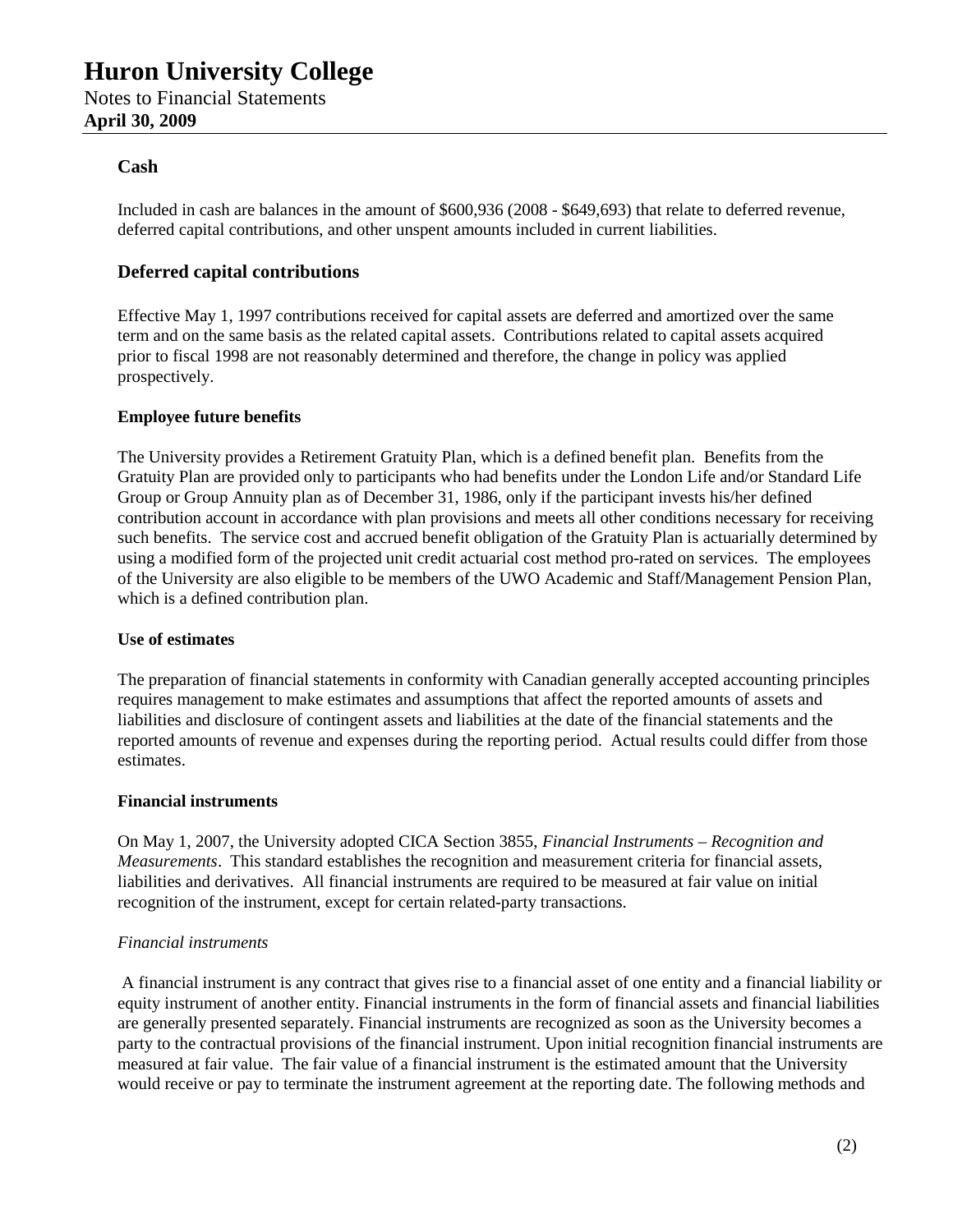### Cash

Included in cash are balances in the amount of $600,936 (2008 - $649,693) that relate to deferred revenue, deferred capital contributions, and other unspent amounts included in current liabilities.

### Deferred capital contributions

Effective May 1, 1997 contributions received for capital assets are deferred and amortized over the same term and on the same basis as the related capital assets. Contributions related to capital assets acquired prior to fiscal 1998 are not reasonably determined and therefore, the change in policy was applied prospectively.

**Employee future benefits**

The University provides a Retirement Gratuity Plan, which is a defined benefit plan. Benefits from the Gratuity Plan are provided only to participants who had benefits under the London Life and/or Standard Life Group or Group Annuity plan as of December 31, 1986, only if the participant invests his/her defined contribution account in accordance with plan provisions and meets all other conditions necessary for receiving such benefits. The service cost and accrued benefit obligation of the Gratuity Plan is actuarially determined by using a modified form of the projected unit credit actuarial cost method pro-rated on services. The employees of the University are also eligible to be members of the UWO Academic and Staff/Management Pension Plan, which is a defined contribution plan.

**Use of estimates**

The preparation of financial statements in conformity with Canadian generally accepted accounting principles requires management to make estimates and assumptions that affect the reported amounts of assets and liabilities and disclosure of contingent assets and liabilities at the date of the financial statements and the reported amounts of revenue and expenses during the reporting period. Actual results could differ from those estimates.

**Financial instruments**

On May 1, 2007, the University adopted CICA Section 3855, *Financial Instruments – Recognition and Measurements*. This standard establishes the recognition and measurement criteria for financial assets, liabilities and derivatives. All financial instruments are required to be measured at fair value on initial recognition of the instrument, except for certain related-party transactions.

*Financial instruments*

A financial instrument is any contract that gives rise to a financial asset of one entity and a financial liability or equity instrument of another entity. Financial instruments in the form of financial assets and financial liabilities are generally presented separately. Financial instruments are recognized as soon as the University becomes a party to the contractual provisions of the financial instrument. Upon initial recognition financial instruments are measured at fair value. The fair value of a financial instrument is the estimated amount that the University would receive or pay to terminate the instrument agreement at the reporting date. The following methods and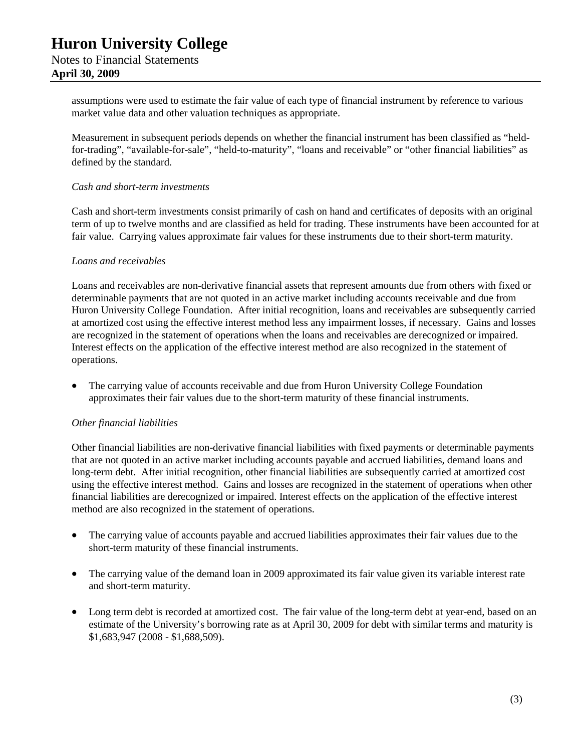assumptions were used to estimate the fair value of each type of financial instrument by reference to various market value data and other valuation techniques as appropriate.

Measurement in subsequent periods depends on whether the financial instrument has been classified as "held-for-trading", "available-for-sale", "held-to-maturity", "loans and receivable" or "other financial liabilities" as defined by the standard.

*Cash and short-term investments*

Cash and short-term investments consist primarily of cash on hand and certificates of deposits with an original term of up to twelve months and are classified as held for trading. These instruments have been accounted for at fair value. Carrying values approximate fair values for these instruments due to their short-term maturity.

*Loans and receivables*

Loans and receivables are non-derivative financial assets that represent amounts due from others with fixed or determinable payments that are not quoted in an active market including accounts receivable and due from Huron University College Foundation. After initial recognition, loans and receivables are subsequently carried at amortized cost using the effective interest method less any impairment losses, if necessary. Gains and losses are recognized in the statement of operations when the loans and receivables are derecognized or impaired. Interest effects on the application of the effective interest method are also recognized in the statement of operations.

- The carrying value of accounts receivable and due from Huron University College Foundation approximates their fair values due to the short-term maturity of these financial instruments.

*Other financial liabilities*

Other financial liabilities are non-derivative financial liabilities with fixed payments or determinable payments that are not quoted in an active market including accounts payable and accrued liabilities, demand loans and long-term debt. After initial recognition, other financial liabilities are subsequently carried at amortized cost using the effective interest method. Gains and losses are recognized in the statement of operations when other financial liabilities are derecognized or impaired. Interest effects on the application of the effective interest method are also recognized in the statement of operations.

- The carrying value of accounts payable and accrued liabilities approximates their fair values due to the short-term maturity of these financial instruments.
- The carrying value of the demand loan in 2009 approximated its fair value given its variable interest rate and short-term maturity.
- Long term debt is recorded at amortized cost. The fair value of the long-term debt at year-end, based on an estimate of the University's borrowing rate as at April 30, 2009 for debt with similar terms and maturity is $1,683,947 (2008 - $1,688,509).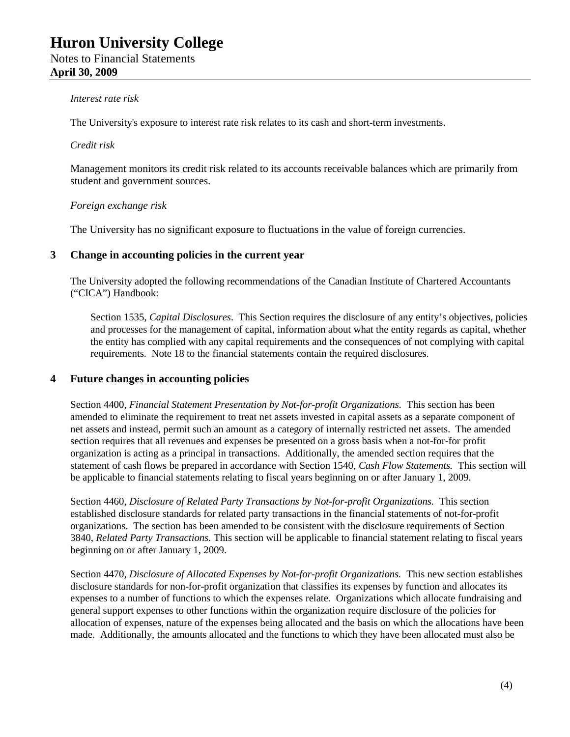*Interest rate risk*

The University's exposure to interest rate risk relates to its cash and short-term investments.

*Credit risk*

Management monitors its credit risk related to its accounts receivable balances which are primarily from student and government sources.

*Foreign exchange risk*

The University has no significant exposure to fluctuations in the value of foreign currencies.

## 3 Change in accounting policies in the current year

The University adopted the following recommendations of the Canadian Institute of Chartered Accountants ("CICA") Handbook:

Section 1535, *Capital Disclosures*. This Section requires the disclosure of any entity's objectives, policies and processes for the management of capital, information about what the entity regards as capital, whether the entity has complied with any capital requirements and the consequences of not complying with capital requirements. Note 18 to the financial statements contain the required disclosures.

## 4 Future changes in accounting policies

Section 4400, *Financial Statement Presentation by Not-for-profit Organizations.* This section has been amended to eliminate the requirement to treat net assets invested in capital assets as a separate component of net assets and instead, permit such an amount as a category of internally restricted net assets. The amended section requires that all revenues and expenses be presented on a gross basis when a not-for-for profit organization is acting as a principal in transactions. Additionally, the amended section requires that the statement of cash flows be prepared in accordance with Section 1540, *Cash Flow Statements.* This section will be applicable to financial statements relating to fiscal years beginning on or after January 1, 2009.

Section 4460, *Disclosure of Related Party Transactions by Not-for-profit Organizations.* This section established disclosure standards for related party transactions in the financial statements of not-for-profit organizations. The section has been amended to be consistent with the disclosure requirements of Section 3840, *Related Party Transactions.* This section will be applicable to financial statement relating to fiscal years beginning on or after January 1, 2009.

Section 4470, *Disclosure of Allocated Expenses by Not-for-profit Organizations.* This new section establishes disclosure standards for non-for-profit organization that classifies its expenses by function and allocates its expenses to a number of functions to which the expenses relate. Organizations which allocate fundraising and general support expenses to other functions within the organization require disclosure of the policies for allocation of expenses, nature of the expenses being allocated and the basis on which the allocations have been made. Additionally, the amounts allocated and the functions to which they have been allocated must also be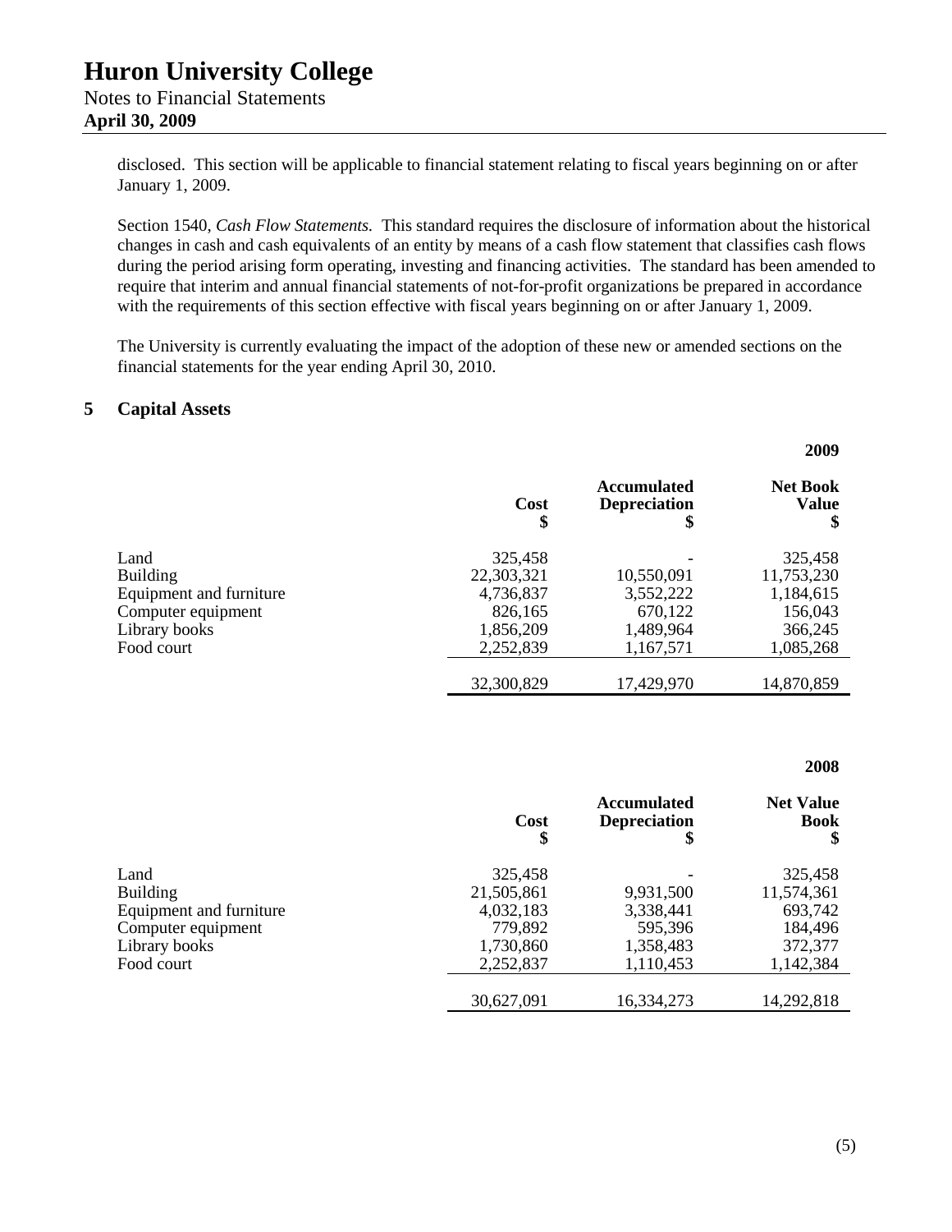disclosed. This section will be applicable to financial statement relating to fiscal years beginning on or after January 1, 2009.

Section 1540, *Cash Flow Statements.* This standard requires the disclosure of information about the historical changes in cash and cash equivalents of an entity by means of a cash flow statement that classifies cash flows during the period arising form operating, investing and financing activities. The standard has been amended to require that interim and annual financial statements of not-for-profit organizations be prepared in accordance with the requirements of this section effective with fiscal years beginning on or after January 1, 2009.

The University is currently evaluating the impact of the adoption of these new or amended sections on the financial statements for the year ending April 30, 2010.

## 5 Capital Assets

**2009**

| | Cost $ | Accumulated Depreciation $ | Net Book Value $ |
|---|---|---|---|
| Land | 325,458 | - | 325,458 |
| Building | 22,303,321 | 10,550,091 | 11,753,230 |
| Equipment and furniture | 4,736,837 | 3,552,222 | 1,184,615 |
| Computer equipment | 826,165 | 670,122 | 156,043 |
| Library books | 1,856,209 | 1,489,964 | 366,245 |
| Food court | 2,252,839 | 1,167,571 | 1,085,268 |
| | 32,300,829 | 17,429,970 | 14,870,859 |

**2008**

| | Cost $ | Accumulated Depreciation $ | Net Value Book $ |
|---|---|---|---|
| Land | 325,458 | - | 325,458 |
| Building | 21,505,861 | 9,931,500 | 11,574,361 |
| Equipment and furniture | 4,032,183 | 3,338,441 | 693,742 |
| Computer equipment | 779,892 | 595,396 | 184,496 |
| Library books | 1,730,860 | 1,358,483 | 372,377 |
| Food court | 2,252,837 | 1,110,453 | 1,142,384 |
| | 30,627,091 | 16,334,273 | 14,292,818 |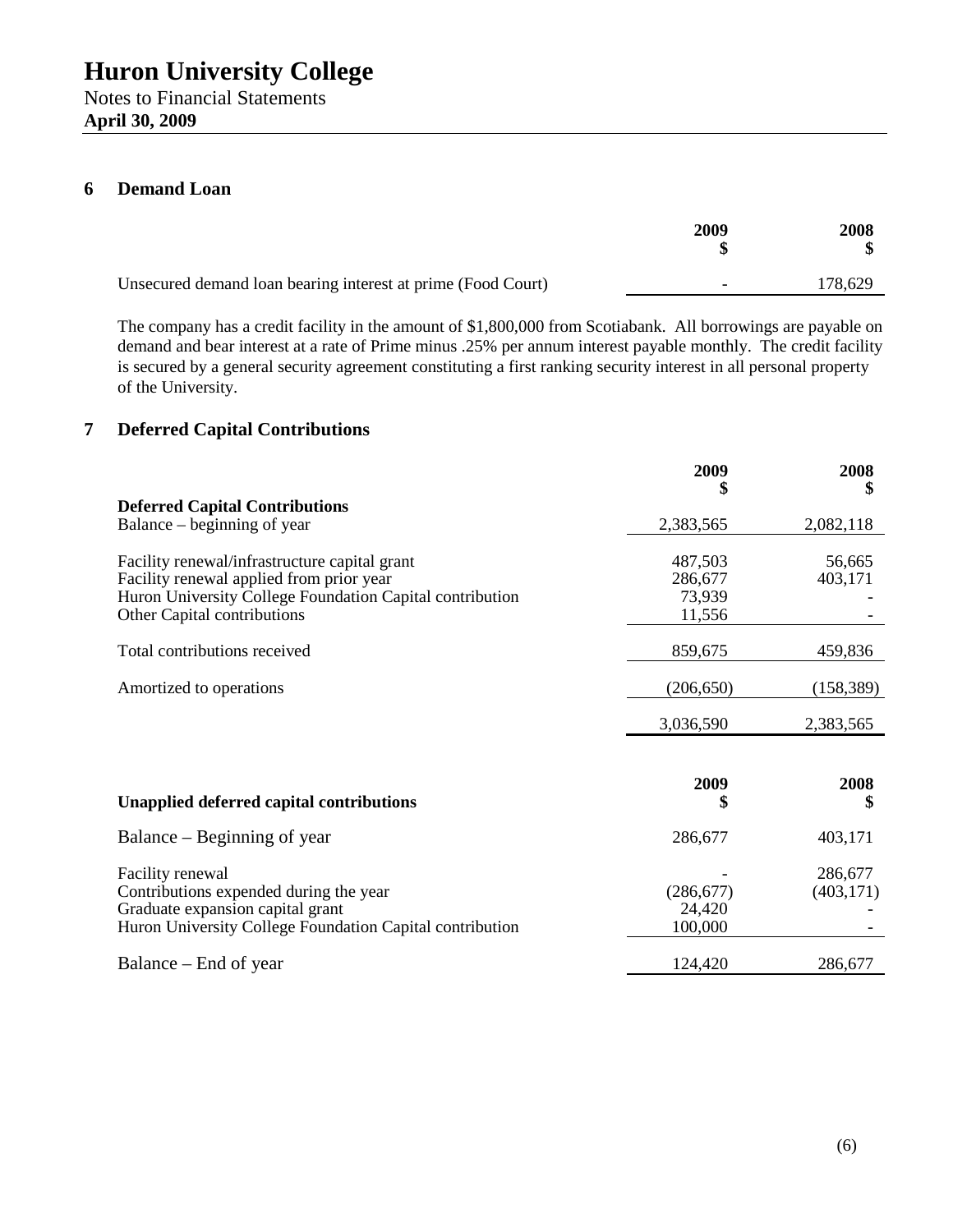# Huron University College

Notes to Financial Statements
**April 30, 2009**

## 6 Demand Loan

| | 2009<br>$ | 2008<br>$ |
|---|---|---|
| Unsecured demand loan bearing interest at prime (Food Court) | - | 178,629 |

The company has a credit facility in the amount of $1,800,000 from Scotiabank. All borrowings are payable on demand and bear interest at a rate of Prime minus .25% per annum interest payable monthly. The credit facility is secured by a general security agreement constituting a first ranking security interest in all personal property of the University.

## 7 Deferred Capital Contributions

| | 2009<br>$ | 2008<br>$ |
|---|---|---|
| **Deferred Capital Contributions** | | |
| Balance – beginning of year | 2,383,565 | 2,082,118 |
| Facility renewal/infrastructure capital grant | 487,503 | 56,665 |
| Facility renewal applied from prior year | 286,677 | 403,171 |
| Huron University College Foundation Capital contribution | 73,939 | - |
| Other Capital contributions | 11,556 | - |
| Total contributions received | 859,675 | 459,836 |
| Amortized to operations | (206,650) | (158,389) |
| | 3,036,590 | 2,383,565 |

| **Unapplied deferred capital contributions** | 2009<br>$ | 2008<br>$ |
|---|---|---|
| Balance – Beginning of year | 286,677 | 403,171 |
| Facility renewal | - | 286,677 |
| Contributions expended during the year | (286,677) | (403,171) |
| Graduate expansion capital grant | 24,420 | - |
| Huron University College Foundation Capital contribution | 100,000 | - |
| Balance – End of year | 124,420 | 286,677 |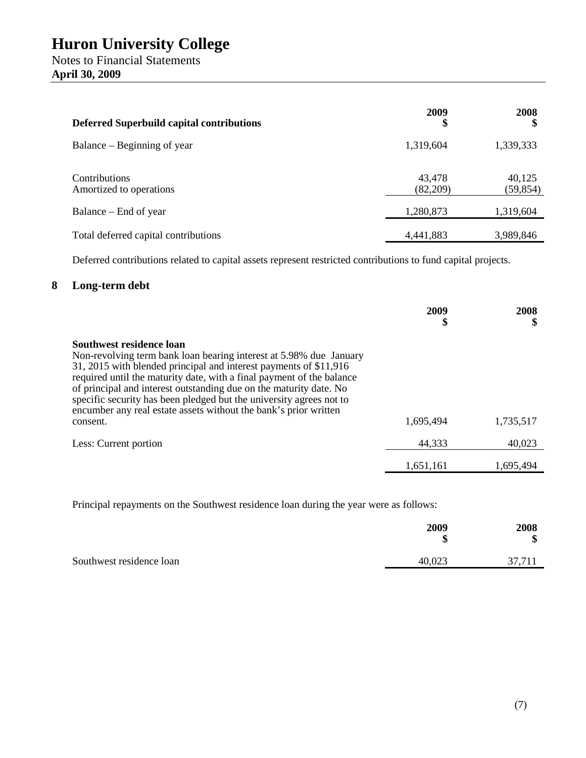# Huron University College

Notes to Financial Statements
**April 30, 2009**

| **Deferred Superbuild capital contributions** | **2009 $** | **2008 $** |
|---|---|---|
| Balance – Beginning of year | 1,319,604 | 1,339,333 |
| Contributions | 43,478 | 40,125 |
| Amortized to operations | (82,209) | (59,854) |
| Balance – End of year | 1,280,873 | 1,319,604 |
| Total deferred capital contributions | 4,441,883 | 3,989,846 |

Deferred contributions related to capital assets represent restricted contributions to fund capital projects.

## 8 Long-term debt

| | **2009 $** | **2008 $** |
|---|---|---|
| **Southwest residence loan**<br>Non-revolving term bank loan bearing interest at 5.98% due January 31, 2015 with blended principal and interest payments of $11,916 required until the maturity date, with a final payment of the balance of principal and interest outstanding due on the maturity date. No specific security has been pledged but the university agrees not to encumber any real estate assets without the bank's prior written consent. | 1,695,494 | 1,735,517 |
| Less: Current portion | 44,333 | 40,023 |
| | 1,651,161 | 1,695,494 |

Principal repayments on the Southwest residence loan during the year were as follows:

| | **2009 $** | **2008 $** |
|---|---|---|
| Southwest residence loan | 40,023 | 37,711 |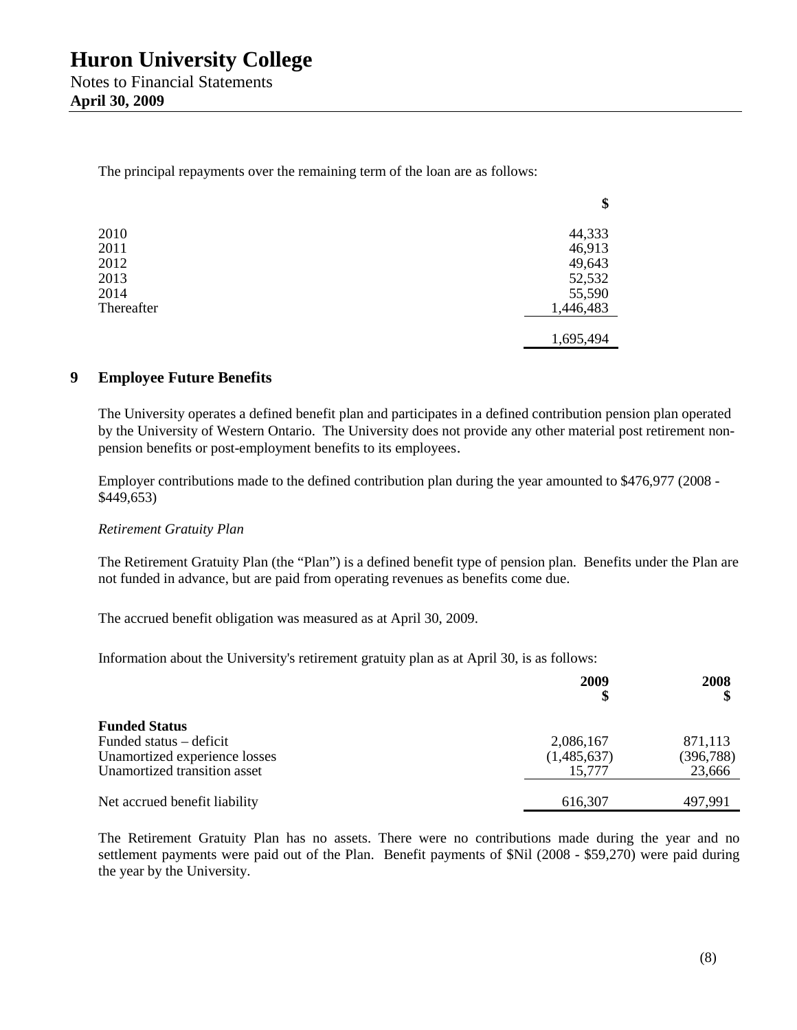The principal repayments over the remaining term of the loan are as follows:

| | $ |
|---|---|
| 2010 | 44,333 |
| 2011 | 46,913 |
| 2012 | 49,643 |
| 2013 | 52,532 |
| 2014 | 55,590 |
| Thereafter | 1,446,483 |
| | 1,695,494 |

## 9 Employee Future Benefits

The University operates a defined benefit plan and participates in a defined contribution pension plan operated by the University of Western Ontario. The University does not provide any other material post retirement non-pension benefits or post-employment benefits to its employees.

Employer contributions made to the defined contribution plan during the year amounted to $476,977 (2008 - $449,653)

*Retirement Gratuity Plan*

The Retirement Gratuity Plan (the "Plan") is a defined benefit type of pension plan. Benefits under the Plan are not funded in advance, but are paid from operating revenues as benefits come due.

The accrued benefit obligation was measured as at April 30, 2009.

Information about the University's retirement gratuity plan as at April 30, is as follows:

| | 2009 $ | 2008 $ |
|---|---|---|
| **Funded Status** | | |
| Funded status – deficit | 2,086,167 | 871,113 |
| Unamortized experience losses | (1,485,637) | (396,788) |
| Unamortized transition asset | 15,777 | 23,666 |
| Net accrued benefit liability | 616,307 | 497,991 |

The Retirement Gratuity Plan has no assets. There were no contributions made during the year and no settlement payments were paid out of the Plan. Benefit payments of $Nil (2008 - $59,270) were paid during the year by the University.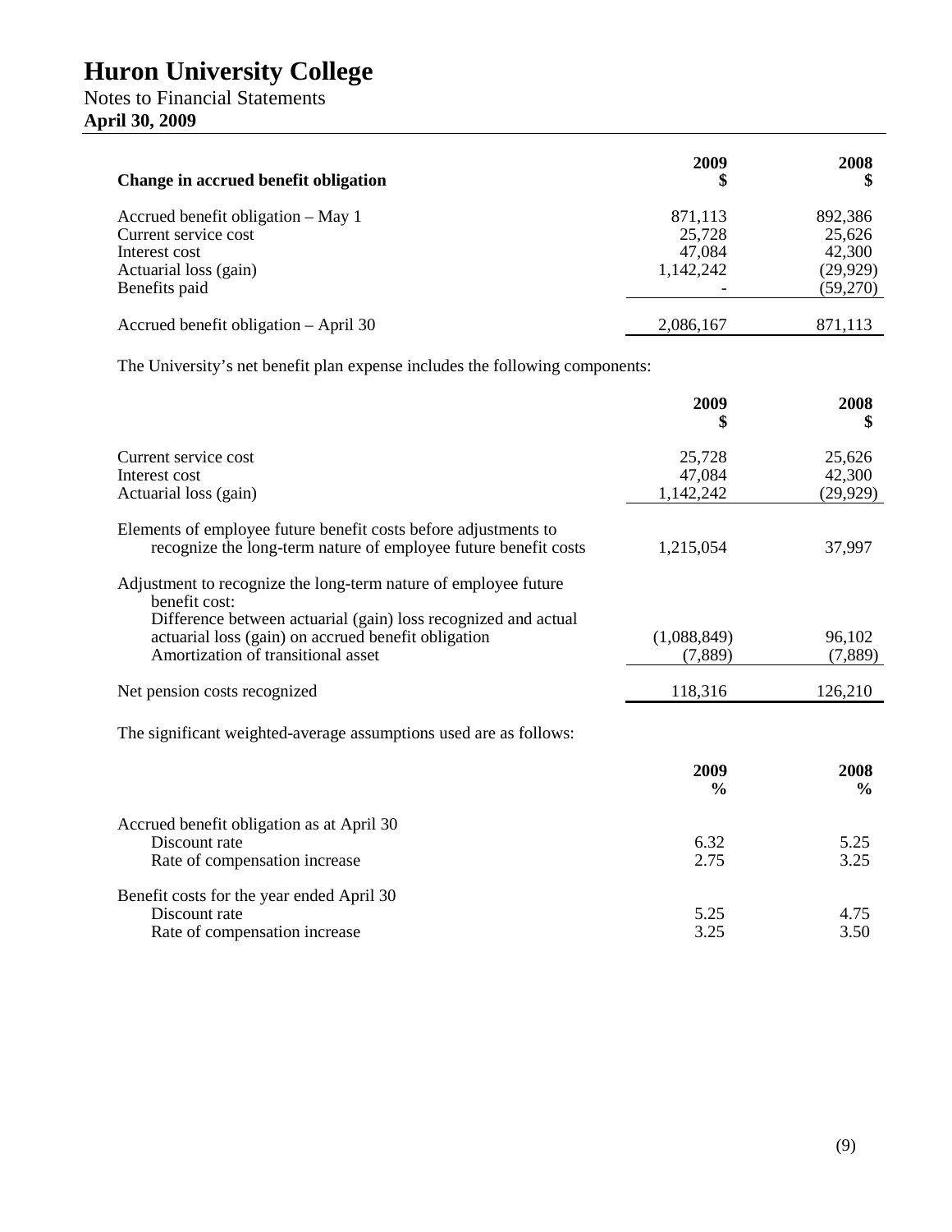# Huron University College

Notes to Financial Statements
**April 30, 2009**

| **Change in accrued benefit obligation** | **2009 $** | **2008 $** |
|---|---|---|
| Accrued benefit obligation – May 1 | 871,113 | 892,386 |
| Current service cost | 25,728 | 25,626 |
| Interest cost | 47,084 | 42,300 |
| Actuarial loss (gain) | 1,142,242 | (29,929) |
| Benefits paid | - | (59,270) |
| Accrued benefit obligation – April 30 | 2,086,167 | 871,113 |

The University's net benefit plan expense includes the following components:

| | **2009 $** | **2008 $** |
|---|---|---|
| Current service cost | 25,728 | 25,626 |
| Interest cost | 47,084 | 42,300 |
| Actuarial loss (gain) | 1,142,242 | (29,929) |
| Elements of employee future benefit costs before adjustments to recognize the long-term nature of employee future benefit costs | 1,215,054 | 37,997 |
| Adjustment to recognize the long-term nature of employee future benefit cost: | | |
| Difference between actuarial (gain) loss recognized and actual actuarial loss (gain) on accrued benefit obligation | (1,088,849) | 96,102 |
| Amortization of transitional asset | (7,889) | (7,889) |
| Net pension costs recognized | 118,316 | 126,210 |

The significant weighted-average assumptions used are as follows:

| | **2009 %** | **2008 %** |
|---|---|---|
| Accrued benefit obligation as at April 30 | | |
| Discount rate | 6.32 | 5.25 |
| Rate of compensation increase | 2.75 | 3.25 |
| Benefit costs for the year ended April 30 | | |
| Discount rate | 5.25 | 4.75 |
| Rate of compensation increase | 3.25 | 3.50 |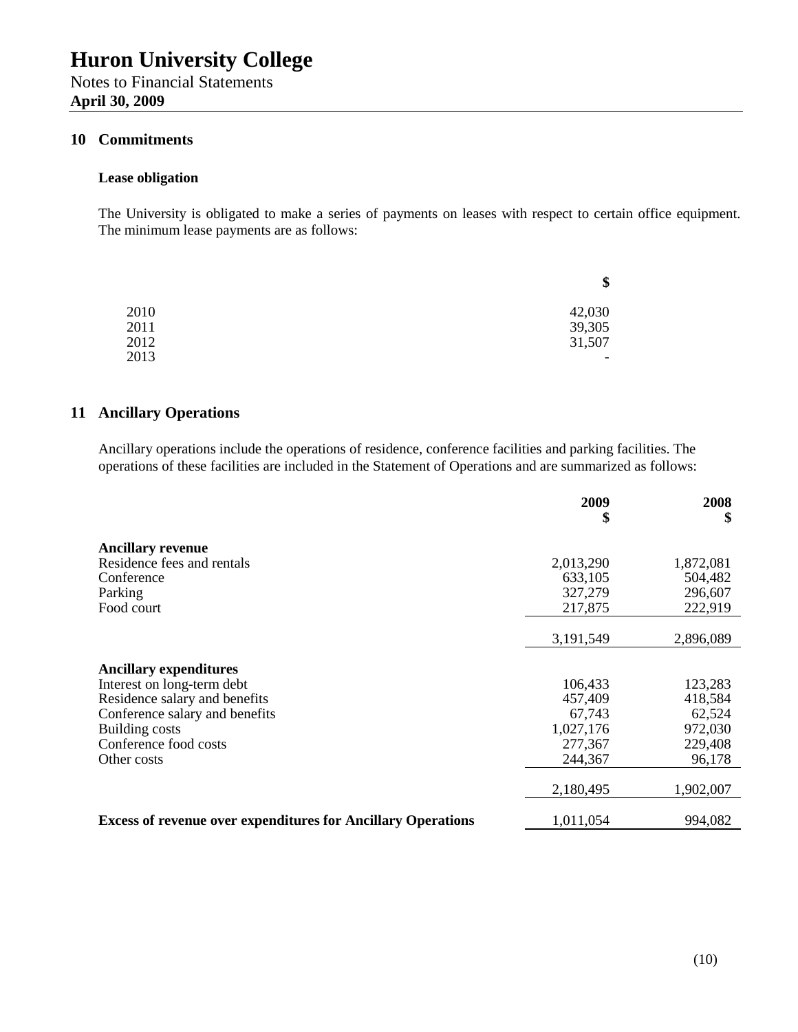## 10 Commitments

### Lease obligation

The University is obligated to make a series of payments on leases with respect to certain office equipment. The minimum lease payments are as follows:

| | $ |
|---|---|
| 2010 | 42,030 |
| 2011 | 39,305 |
| 2012 | 31,507 |
| 2013 | - |

## 11 Ancillary Operations

Ancillary operations include the operations of residence, conference facilities and parking facilities. The operations of these facilities are included in the Statement of Operations and are summarized as follows:

| | 2009 $ | 2008 $ |
|---|---|---|
| **Ancillary revenue** | | |
| Residence fees and rentals | 2,013,290 | 1,872,081 |
| Conference | 633,105 | 504,482 |
| Parking | 327,279 | 296,607 |
| Food court | 217,875 | 222,919 |
| | 3,191,549 | 2,896,089 |
| **Ancillary expenditures** | | |
| Interest on long-term debt | 106,433 | 123,283 |
| Residence salary and benefits | 457,409 | 418,584 |
| Conference salary and benefits | 67,743 | 62,524 |
| Building costs | 1,027,176 | 972,030 |
| Conference food costs | 277,367 | 229,408 |
| Other costs | 244,367 | 96,178 |
| | 2,180,495 | 1,902,007 |
| **Excess of revenue over expenditures for Ancillary Operations** | 1,011,054 | 994,082 |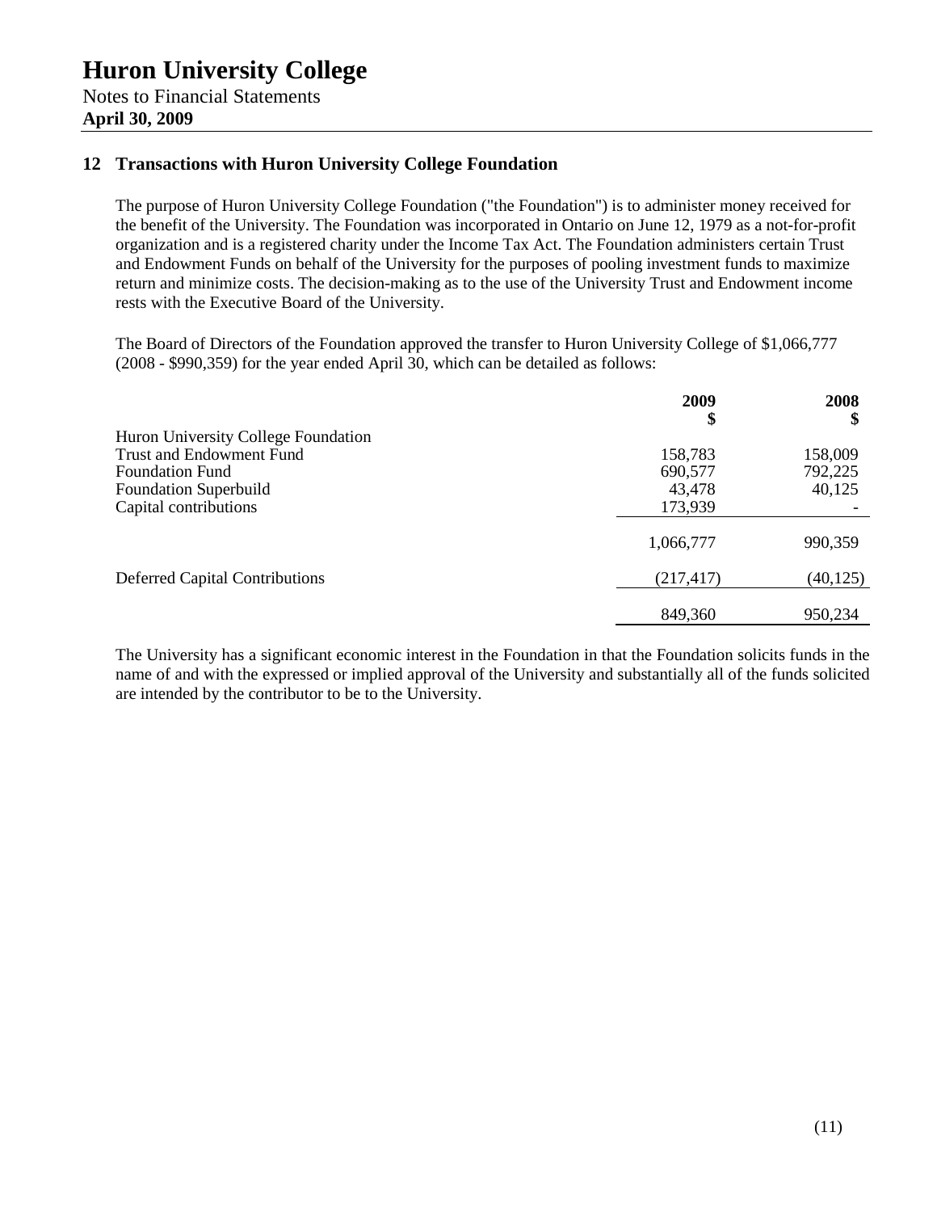# Huron University College

Notes to Financial Statements
**April 30, 2009**

## 12 Transactions with Huron University College Foundation

The purpose of Huron University College Foundation ("the Foundation") is to administer money received for the benefit of the University. The Foundation was incorporated in Ontario on June 12, 1979 as a not-for-profit organization and is a registered charity under the Income Tax Act. The Foundation administers certain Trust and Endowment Funds on behalf of the University for the purposes of pooling investment funds to maximize return and minimize costs. The decision-making as to the use of the University Trust and Endowment income rests with the Executive Board of the University.

The Board of Directors of the Foundation approved the transfer to Huron University College of $1,066,777 (2008 - $990,359) for the year ended April 30, which can be detailed as follows:

| | **2009** **$** | **2008** **$** |
|---|---|---|
| Huron University College Foundation | | |
| Trust and Endowment Fund | 158,783 | 158,009 |
| Foundation Fund | 690,577 | 792,225 |
| Foundation Superbuild | 43,478 | 40,125 |
| Capital contributions | 173,939 | - |
| | 1,066,777 | 990,359 |
| Deferred Capital Contributions | (217,417) | (40,125) |
| | 849,360 | 950,234 |

The University has a significant economic interest in the Foundation in that the Foundation solicits funds in the name of and with the expressed or implied approval of the University and substantially all of the funds solicited are intended by the contributor to be to the University.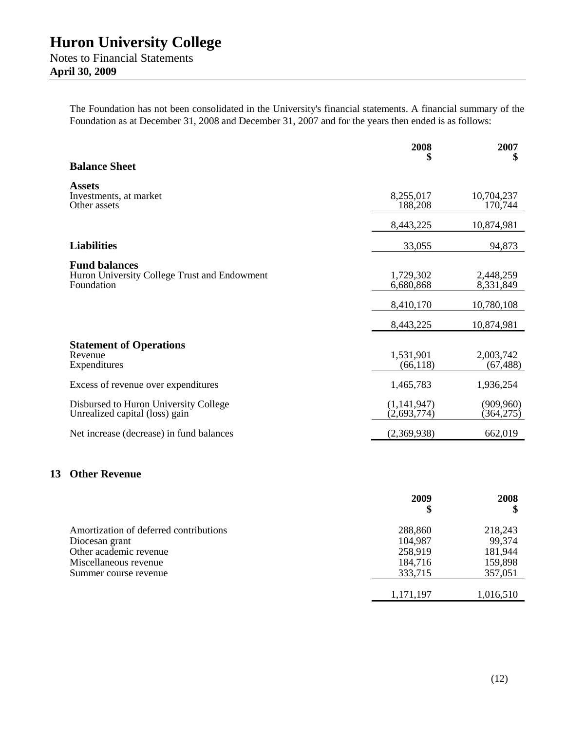The Foundation has not been consolidated in the University's financial statements. A financial summary of the Foundation as at December 31, 2008 and December 31, 2007 and for the years then ended is as follows:

| | 2008<br>$ | 2007<br>$ |
|---|---|---|
| **Balance Sheet** | | |
| **Assets** | | |
| Investments, at market | 8,255,017 | 10,704,237 |
| Other assets | 188,208 | 170,744 |
| | 8,443,225 | 10,874,981 |
| **Liabilities** | 33,055 | 94,873 |
| **Fund balances** | | |
| Huron University College Trust and Endowment | 1,729,302 | 2,448,259 |
| Foundation | 6,680,868 | 8,331,849 |
| | 8,410,170 | 10,780,108 |
| | 8,443,225 | 10,874,981 |
| **Statement of Operations** | | |
| Revenue | 1,531,901 | 2,003,742 |
| Expenditures | (66,118) | (67,488) |
| Excess of revenue over expenditures | 1,465,783 | 1,936,254 |
| Disbursed to Huron University College | (1,141,947) | (909,960) |
| Unrealized capital (loss) gain | (2,693,774) | (364,275) |
| Net increase (decrease) in fund balances | (2,369,938) | 662,019 |

## 13 Other Revenue

| | 2009<br>$ | 2008<br>$ |
|---|---|---|
| Amortization of deferred contributions | 288,860 | 218,243 |
| Diocesan grant | 104,987 | 99,374 |
| Other academic revenue | 258,919 | 181,944 |
| Miscellaneous revenue | 184,716 | 159,898 |
| Summer course revenue | 333,715 | 357,051 |
| | 1,171,197 | 1,016,510 |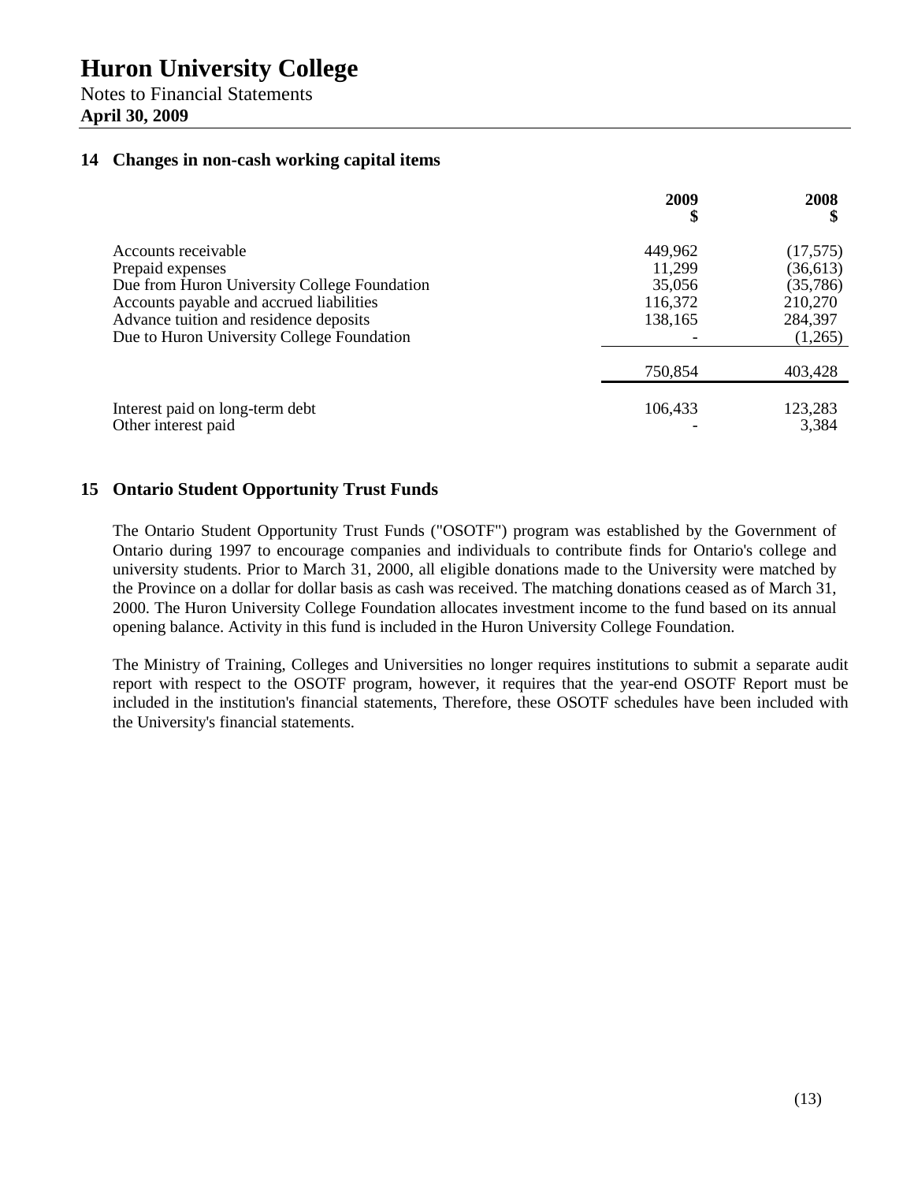# Huron University College

Notes to Financial Statements
**April 30, 2009**

## 14 Changes in non-cash working capital items

| | 2009<br>$ | 2008<br>$ |
|---|---:|---:|
| Accounts receivable | 449,962 | (17,575) |
| Prepaid expenses | 11,299 | (36,613) |
| Due from Huron University College Foundation | 35,056 | (35,786) |
| Accounts payable and accrued liabilities | 116,372 | 210,270 |
| Advance tuition and residence deposits | 138,165 | 284,397 |
| Due to Huron University College Foundation | - | (1,265) |
| | 750,854 | 403,428 |
| Interest paid on long-term debt | 106,433 | 123,283 |
| Other interest paid | - | 3,384 |

## 15 Ontario Student Opportunity Trust Funds

The Ontario Student Opportunity Trust Funds ("OSOTF") program was established by the Government of Ontario during 1997 to encourage companies and individuals to contribute finds for Ontario's college and university students. Prior to March 31, 2000, all eligible donations made to the University were matched by the Province on a dollar for dollar basis as cash was received. The matching donations ceased as of March 31, 2000. The Huron University College Foundation allocates investment income to the fund based on its annual opening balance. Activity in this fund is included in the Huron University College Foundation.

The Ministry of Training, Colleges and Universities no longer requires institutions to submit a separate audit report with respect to the OSOTF program, however, it requires that the year-end OSOTF Report must be included in the institution's financial statements, Therefore, these OSOTF schedules have been included with the University's financial statements.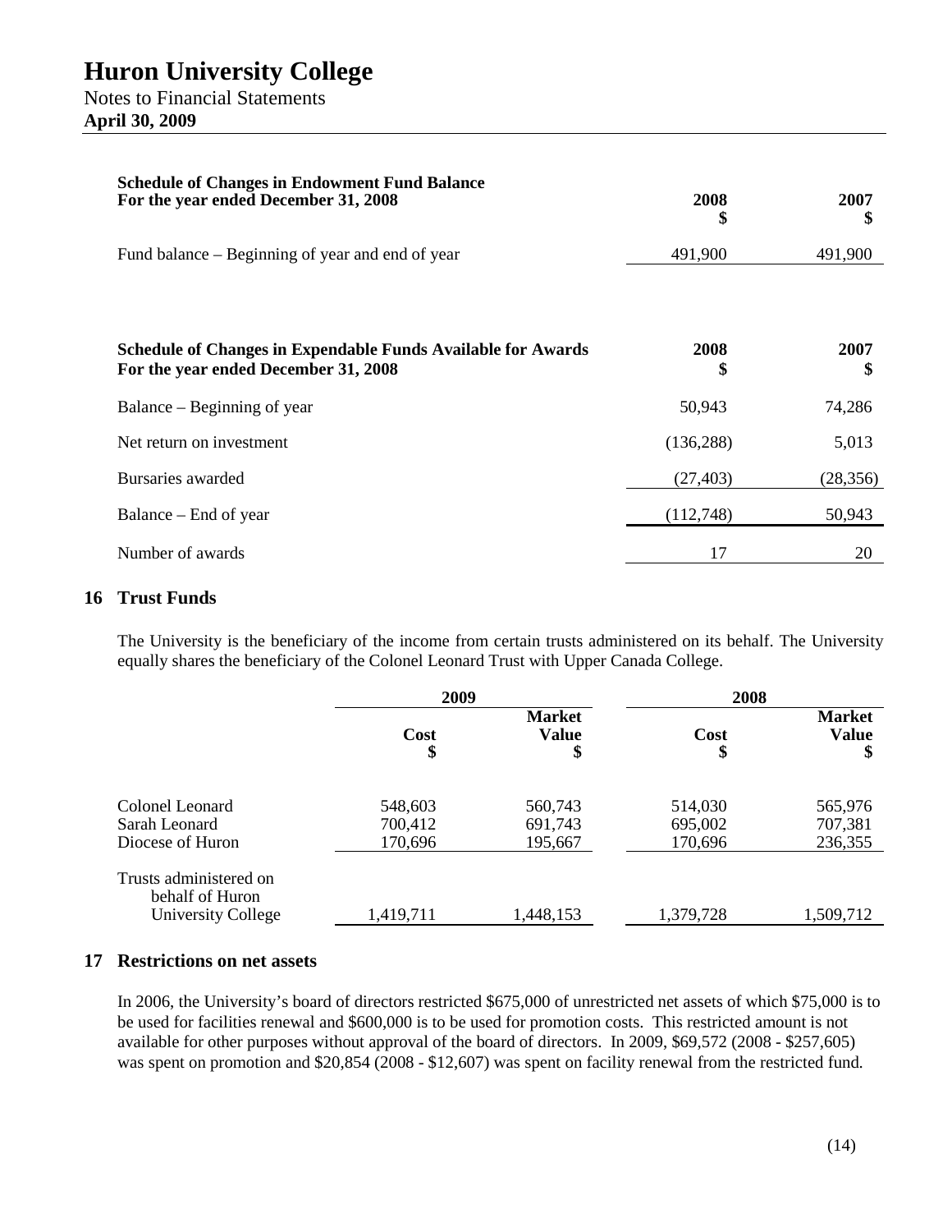| Schedule of Changes in Endowment Fund Balance<br>For the year ended December 31, 2008 | 2008<br>$ | 2007<br>$ |
|---|---|---|
| Fund balance – Beginning of year and end of year | 491,900 | 491,900 |

| Schedule of Changes in Expendable Funds Available for Awards<br>For the year ended December 31, 2008 | 2008<br>$ | 2007<br>$ |
|---|---|---|
| Balance – Beginning of year | 50,943 | 74,286 |
| Net return on investment | (136,288) | 5,013 |
| Bursaries awarded | (27,403) | (28,356) |
| Balance – End of year | (112,748) | 50,943 |
| Number of awards | 17 | 20 |

## 16 Trust Funds

The University is the beneficiary of the income from certain trusts administered on its behalf. The University equally shares the beneficiary of the Colonel Leonard Trust with Upper Canada College.

| | 2009 | | 2008 | |
|---|---|---|---|---|
| | Cost<br>$ | Market Value<br>$ | Cost<br>$ | Market Value<br>$ |
| Colonel Leonard | 548,603 | 560,743 | 514,030 | 565,976 |
| Sarah Leonard | 700,412 | 691,743 | 695,002 | 707,381 |
| Diocese of Huron | 170,696 | 195,667 | 170,696 | 236,355 |
| Trusts administered on behalf of Huron University College | 1,419,711 | 1,448,153 | 1,379,728 | 1,509,712 |

## 17 Restrictions on net assets

In 2006, the University's board of directors restricted $675,000 of unrestricted net assets of which $75,000 is to be used for facilities renewal and $600,000 is to be used for promotion costs. This restricted amount is not available for other purposes without approval of the board of directors. In 2009, $69,572 (2008 - $257,605) was spent on promotion and $20,854 (2008 - $12,607) was spent on facility renewal from the restricted fund.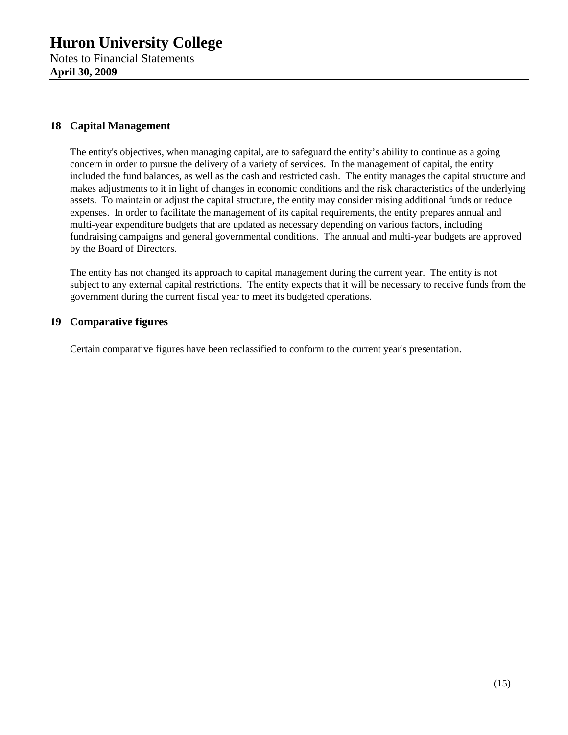## 18 Capital Management

The entity's objectives, when managing capital, are to safeguard the entity's ability to continue as a going concern in order to pursue the delivery of a variety of services. In the management of capital, the entity included the fund balances, as well as the cash and restricted cash. The entity manages the capital structure and makes adjustments to it in light of changes in economic conditions and the risk characteristics of the underlying assets. To maintain or adjust the capital structure, the entity may consider raising additional funds or reduce expenses. In order to facilitate the management of its capital requirements, the entity prepares annual and multi-year expenditure budgets that are updated as necessary depending on various factors, including fundraising campaigns and general governmental conditions. The annual and multi-year budgets are approved by the Board of Directors.

The entity has not changed its approach to capital management during the current year. The entity is not subject to any external capital restrictions. The entity expects that it will be necessary to receive funds from the government during the current fiscal year to meet its budgeted operations.

## 19 Comparative figures

Certain comparative figures have been reclassified to conform to the current year's presentation.